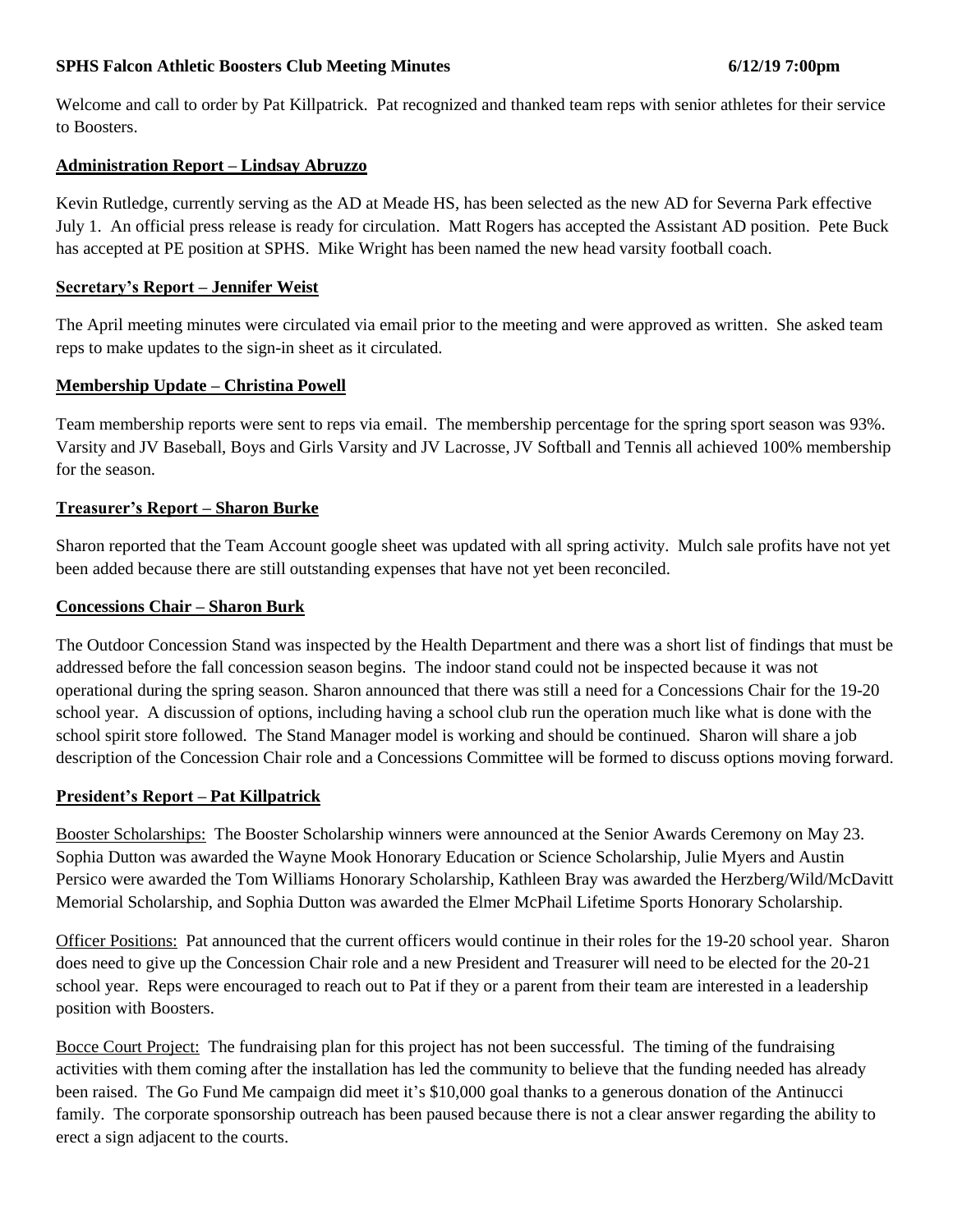**SPHS Falcon Athletic Boosters Club Meeting Minutes 6/12/19 7:00pm**

Welcome and call to order by Pat Killpatrick. Pat recognized and thanked team reps with senior athletes for their service to Boosters.

## Administration Report – Lindsay Abruzzo

Kevin Rutledge, currently serving as the AD at Meade HS, has been selected as the new AD for Severna Park effective July 1. An official press release is ready for circulation. Matt Rogers has accepted the Assistant AD position. Pete Buck has accepted at PE position at SPHS. Mike Wright has been named the new head varsity football coach.

## Secretary's Report – Jennifer Weist

The April meeting minutes were circulated via email prior to the meeting and were approved as written. She asked team reps to make updates to the sign-in sheet as it circulated.

## Membership Update – Christina Powell

Team membership reports were sent to reps via email. The membership percentage for the spring sport season was 93%. Varsity and JV Baseball, Boys and Girls Varsity and JV Lacrosse, JV Softball and Tennis all achieved 100% membership for the season.

## Treasurer's Report – Sharon Burke

Sharon reported that the Team Account google sheet was updated with all spring activity. Mulch sale profits have not yet been added because there are still outstanding expenses that have not yet been reconciled.

## Concessions Chair – Sharon Burk

The Outdoor Concession Stand was inspected by the Health Department and there was a short list of findings that must be addressed before the fall concession season begins. The indoor stand could not be inspected because it was not operational during the spring season. Sharon announced that there was still a need for a Concessions Chair for the 19-20 school year. A discussion of options, including having a school club run the operation much like what is done with the school spirit store followed. The Stand Manager model is working and should be continued. Sharon will share a job description of the Concession Chair role and a Concessions Committee will be formed to discuss options moving forward.

## President's Report – Pat Killpatrick

Booster Scholarships: The Booster Scholarship winners were announced at the Senior Awards Ceremony on May 23. Sophia Dutton was awarded the Wayne Mook Honorary Education or Science Scholarship, Julie Myers and Austin Persico were awarded the Tom Williams Honorary Scholarship, Kathleen Bray was awarded the Herzberg/Wild/McDavitt Memorial Scholarship, and Sophia Dutton was awarded the Elmer McPhail Lifetime Sports Honorary Scholarship.

Officer Positions: Pat announced that the current officers would continue in their roles for the 19-20 school year. Sharon does need to give up the Concession Chair role and a new President and Treasurer will need to be elected for the 20-21 school year. Reps were encouraged to reach out to Pat if they or a parent from their team are interested in a leadership position with Boosters.

Bocce Court Project: The fundraising plan for this project has not been successful. The timing of the fundraising activities with them coming after the installation has led the community to believe that the funding needed has already been raised. The Go Fund Me campaign did meet it's $10,000 goal thanks to a generous donation of the Antinucci family. The corporate sponsorship outreach has been paused because there is not a clear answer regarding the ability to erect a sign adjacent to the courts.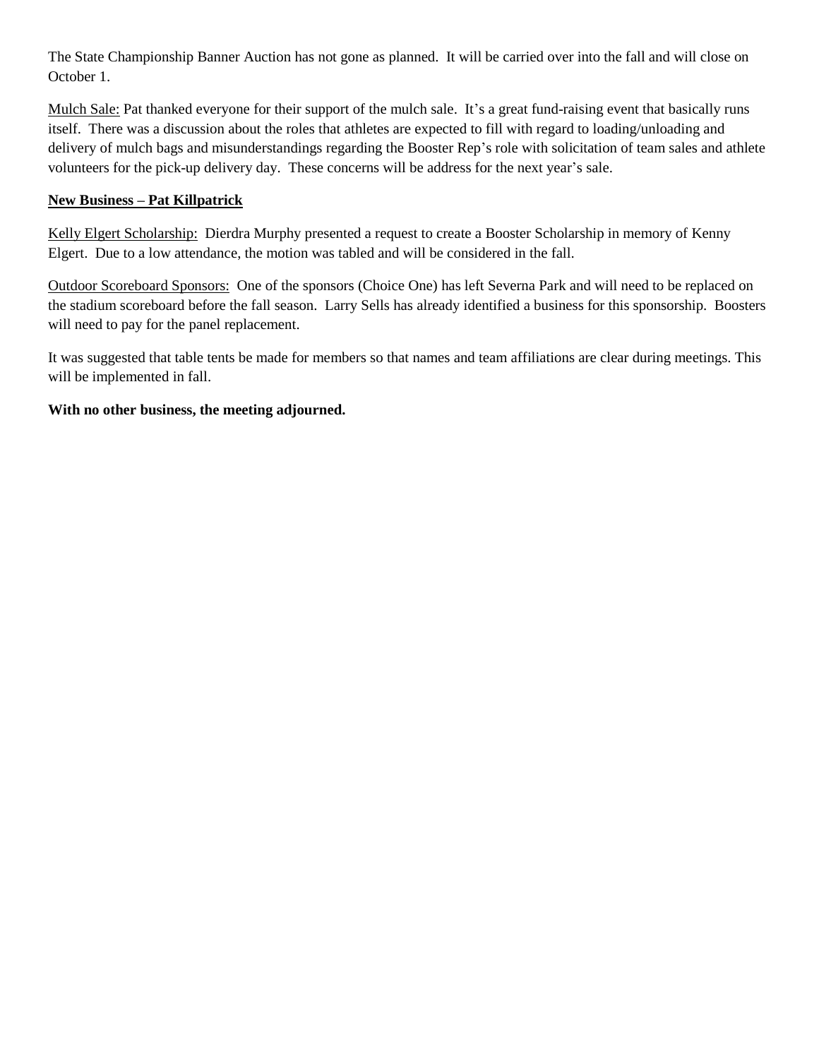The State Championship Banner Auction has not gone as planned. It will be carried over into the fall and will close on October 1.

Mulch Sale: Pat thanked everyone for their support of the mulch sale. It's a great fund-raising event that basically runs itself. There was a discussion about the roles that athletes are expected to fill with regard to loading/unloading and delivery of mulch bags and misunderstandings regarding the Booster Rep's role with solicitation of team sales and athlete volunteers for the pick-up delivery day. These concerns will be address for the next year's sale.

**New Business – Pat Killpatrick**

Kelly Elgert Scholarship: Dierdra Murphy presented a request to create a Booster Scholarship in memory of Kenny Elgert. Due to a low attendance, the motion was tabled and will be considered in the fall.

Outdoor Scoreboard Sponsors: One of the sponsors (Choice One) has left Severna Park and will need to be replaced on the stadium scoreboard before the fall season. Larry Sells has already identified a business for this sponsorship. Boosters will need to pay for the panel replacement.

It was suggested that table tents be made for members so that names and team affiliations are clear during meetings. This will be implemented in fall.

**With no other business, the meeting adjourned.**